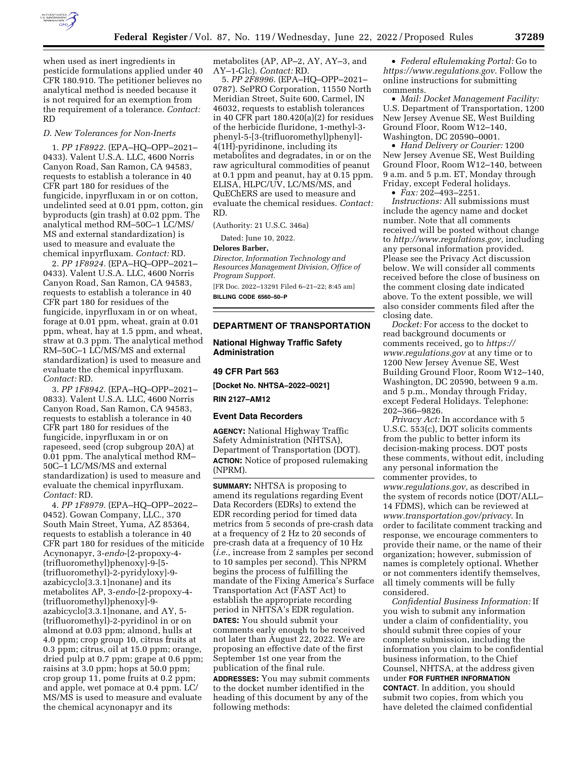when used as inert ingredients in pesticide formulations applied under 40 CFR 180.910. The petitioner believes no analytical method is needed because it is not required for an exemption from the requirement of a tolerance. *Contact:* RD

### *D. New Tolerances for Non-Inerts*

1. *PP 1F8922.* (EPA–HQ–OPP–2021–0433). Valent U.S.A. LLC, 4600 Norris Canyon Road, San Ramon, CA 94583, requests to establish a tolerance in 40 CFR part 180 for residues of the fungicide, inpyrfluxam in or on cotton, undelinted seed at 0.01 ppm, cotton, gin byproducts (gin trash) at 0.02 ppm. The analytical method RM–50C–1 LC/MS/MS and external standardization) is used to measure and evaluate the chemical inpyrfluxam. *Contact:* RD.

2. *PP 1F8924.* (EPA–HQ–OPP–2021–0433). Valent U.S.A. LLC, 4600 Norris Canyon Road, San Ramon, CA 94583, requests to establish a tolerance in 40 CFR part 180 for residues of the fungicide, inpyrfluxam in or on wheat, forage at 0.01 ppm, wheat, grain at 0.01 ppm, wheat, hay at 1.5 ppm, and wheat, straw at 0.3 ppm. The analytical method RM–50C–1 LC/MS/MS and external standardization) is used to measure and evaluate the chemical inpyrfluxam. *Contact:* RD.

3. *PP 1F8942.* (EPA–HQ–OPP–2021–0833). Valent U.S.A. LLC, 4600 Norris Canyon Road, San Ramon, CA 94583, requests to establish a tolerance in 40 CFR part 180 for residues of the fungicide, inpyrfluxam in or on rapeseed, seed (crop subgroup 20A) at 0.01 ppm. The analytical method RM–50C–1 LC/MS/MS and external standardization) is used to measure and evaluate the chemical inpyrfluxam. *Contact:* RD.

4. *PP 1F8979.* (EPA–HQ–OPP–2022–0452). Gowan Company, LLC., 370 South Main Street, Yuma, AZ 85364, requests to establish a tolerance in 40 CFR part 180 for residues of the miticide Acynonapyr, 3-*endo*-[2-propoxy-4-(trifluoromethyl)phenoxy]-9-[5-(trifluoromethyl)-2-pyridyloxy]-9-azabicyclo[3.3.1]nonane) and its metabolites AP, 3-*endo*-[2-propoxy-4-(trifluoromethyl)phenoxy]-9-azabicyclo[3.3.1]nonane, and AY, 5-(trifluoromethyl)-2-pyridinol in or on almond at 0.03 ppm; almond, hulls at 4.0 ppm; crop group 10, citrus fruits at 0.3 ppm; citrus, oil at 15.0 ppm; orange, dried pulp at 0.7 ppm; grape at 0.6 ppm; raisins at 3.0 ppm; hops at 50.0 ppm; crop group 11, pome fruits at 0.2 ppm; and apple, wet pomace at 0.4 ppm. LC/MS/MS is used to measure and evaluate the chemical acynonapyr and its metabolites (AP, AP–2, AY, AY–3, and AY–1-Glc). *Contact:* RD.

5. *PP 2F8996.* (EPA–HQ–OPP–2021–0787). SePRO Corporation, 11550 North Meridian Street, Suite 600, Carmel, IN 46032, requests to establish tolerances in 40 CFR part 180.420(a)(2) for residues of the herbicide fluridone, 1-methyl-3-phenyl-5-[3-(trifluoromethyl)phenyl]-4(1H)-pyridinone, including its metabolites and degradates, in or on the raw agricultural commodities of peanut at 0.1 ppm and peanut, hay at 0.15 ppm. ELISA, HLPC/UV, LC/MS/MS, and QuEChERS are used to measure and evaluate the chemical residues. *Contact:* RD.

(Authority: 21 U.S.C. 346a)

Dated: June 10, 2022.

**Delores Barber,**

*Director, Information Technology and Resources Management Division, Office of Program Support.*

[FR Doc. 2022–13291 Filed 6–21–22; 8:45 am]

**BILLING CODE 6560–50–P**

---

## DEPARTMENT OF TRANSPORTATION

### National Highway Traffic Safety Administration

### 49 CFR Part 563

**[Docket No. NHTSA–2022–0021]**

**RIN 2127–AM12**

### Event Data Recorders

**AGENCY:** National Highway Traffic Safety Administration (NHTSA), Department of Transportation (DOT).

**ACTION:** Notice of proposed rulemaking (NPRM).

**SUMMARY:** NHTSA is proposing to amend its regulations regarding Event Data Recorders (EDRs) to extend the EDR recording period for timed data metrics from 5 seconds of pre-crash data at a frequency of 2 Hz to 20 seconds of pre-crash data at a frequency of 10 Hz (*i.e.,* increase from 2 samples per second to 10 samples per second). This NPRM begins the process of fulfilling the mandate of the Fixing America's Surface Transportation Act (FAST Act) to establish the appropriate recording period in NHTSA's EDR regulation.

**DATES:** You should submit your comments early enough to be received not later than August 22, 2022. We are proposing an effective date of the first September 1st one year from the publication of the final rule.

**ADDRESSES:** You may submit comments to the docket number identified in the heading of this document by any of the following methods:

- *Federal eRulemaking Portal:* Go to *https://www.regulations.gov*. Follow the online instructions for submitting comments.
- *Mail: Docket Management Facility:* U.S. Department of Transportation, 1200 New Jersey Avenue SE, West Building Ground Floor, Room W12–140, Washington, DC 20590–0001.
- *Hand Delivery or Courier:* 1200 New Jersey Avenue SE, West Building Ground Floor, Room W12–140, between 9 a.m. and 5 p.m. ET, Monday through Friday, except Federal holidays.
- *Fax:* 202–493–2251.

*Instructions:* All submissions must include the agency name and docket number. Note that all comments received will be posted without change to *http://www.regulations.gov,* including any personal information provided. Please see the Privacy Act discussion below. We will consider all comments received before the close of business on the comment closing date indicated above. To the extent possible, we will also consider comments filed after the closing date.

*Docket:* For access to the docket to read background documents or comments received, go to *https://www.regulations.gov* at any time or to 1200 New Jersey Avenue SE, West Building Ground Floor, Room W12–140, Washington, DC 20590, between 9 a.m. and 5 p.m., Monday through Friday, except Federal Holidays. Telephone: 202–366–9826.

*Privacy Act:* In accordance with 5 U.S.C. 553(c), DOT solicits comments from the public to better inform its decision-making process. DOT posts these comments, without edit, including any personal information the commenter provides, to *www.regulations.gov,* as described in the system of records notice (DOT/ALL–14 FDMS), which can be reviewed at *www.transportation.gov/privacy*. In order to facilitate comment tracking and response, we encourage commenters to provide their name, or the name of their organization; however, submission of names is completely optional. Whether or not commenters identify themselves, all timely comments will be fully considered.

*Confidential Business Information:* If you wish to submit any information under a claim of confidentiality, you should submit three copies of your complete submission, including the information you claim to be confidential business information, to the Chief Counsel, NHTSA, at the address given under **FOR FURTHER INFORMATION CONTACT**. In addition, you should submit two copies, from which you have deleted the claimed confidential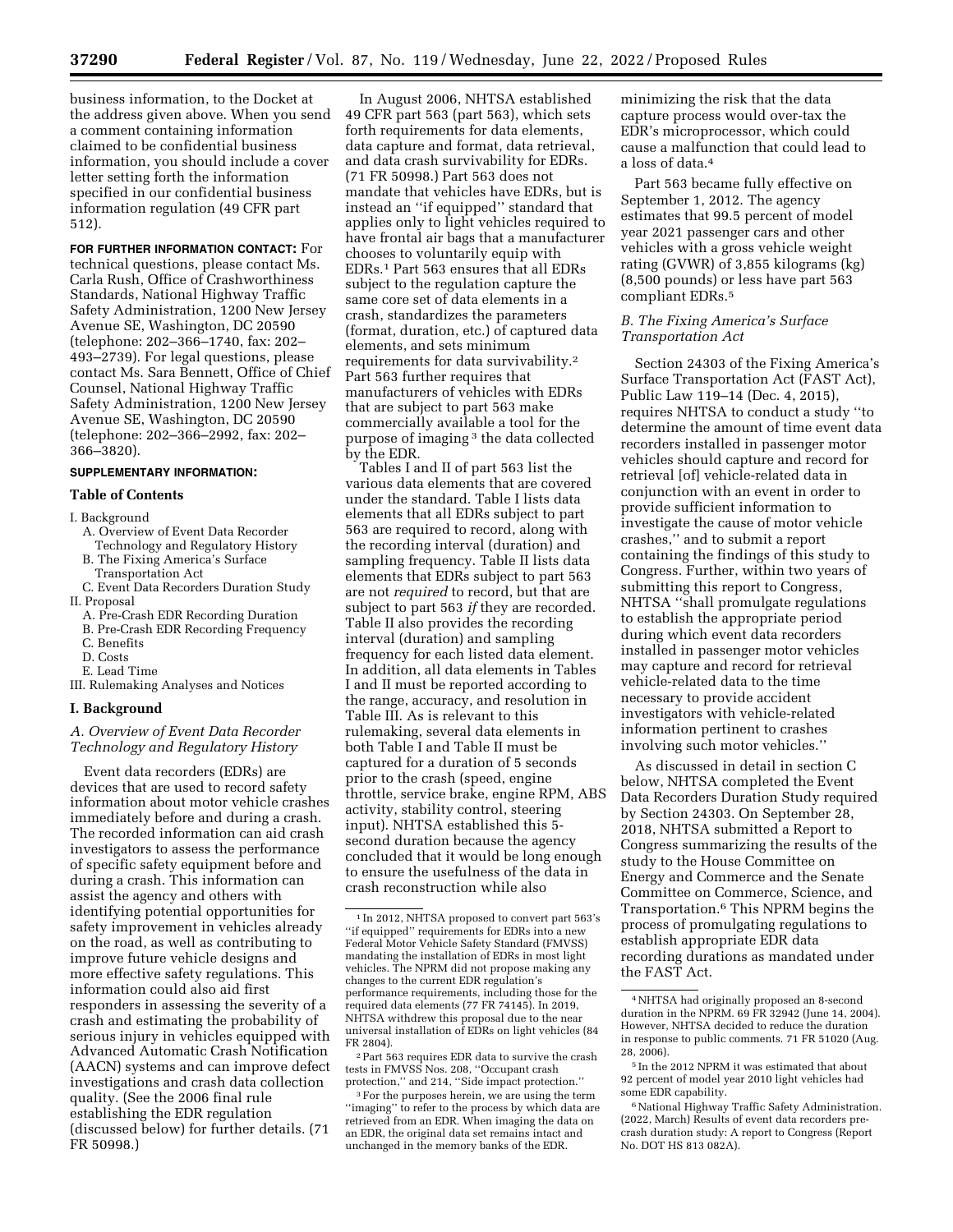business information, to the Docket at the address given above. When you send a comment containing information claimed to be confidential business information, you should include a cover letter setting forth the information specified in our confidential business information regulation (49 CFR part 512).

**FOR FURTHER INFORMATION CONTACT:** For technical questions, please contact Ms. Carla Rush, Office of Crashworthiness Standards, National Highway Traffic Safety Administration, 1200 New Jersey Avenue SE, Washington, DC 20590 (telephone: 202–366–1740, fax: 202–493–2739). For legal questions, please contact Ms. Sara Bennett, Office of Chief Counsel, National Highway Traffic Safety Administration, 1200 New Jersey Avenue SE, Washington, DC 20590 (telephone: 202–366–2992, fax: 202–366–3820).

**SUPPLEMENTARY INFORMATION:**

**Table of Contents**

I. Background
- A. Overview of Event Data Recorder Technology and Regulatory History
- B. The Fixing America's Surface Transportation Act
- C. Event Data Recorders Duration Study

II. Proposal
- A. Pre-Crash EDR Recording Duration
- B. Pre-Crash EDR Recording Frequency
- C. Benefits
- D. Costs
- E. Lead Time

III. Rulemaking Analyses and Notices

## I. Background

### A. Overview of Event Data Recorder Technology and Regulatory History

Event data recorders (EDRs) are devices that are used to record safety information about motor vehicle crashes immediately before and during a crash. The recorded information can aid crash investigators to assess the performance of specific safety equipment before and during a crash. This information can assist the agency and others with identifying potential opportunities for safety improvement in vehicles already on the road, as well as contributing to improve future vehicle designs and more effective safety regulations. This information could also aid first responders in assessing the severity of a crash and estimating the probability of serious injury in vehicles equipped with Advanced Automatic Crash Notification (AACN) systems and can improve defect investigations and crash data collection quality. (See the 2006 final rule establishing the EDR regulation (discussed below) for further details. (71 FR 50998.)

In August 2006, NHTSA established 49 CFR part 563 (part 563), which sets forth requirements for data elements, data capture and format, data retrieval, and data crash survivability for EDRs. (71 FR 50998.) Part 563 does not mandate that vehicles have EDRs, but is instead an ''if equipped'' standard that applies only to light vehicles required to have frontal air bags that a manufacturer chooses to voluntarily equip with EDRs.[1] Part 563 ensures that all EDRs subject to the regulation capture the same core set of data elements in a crash, standardizes the parameters (format, duration, etc.) of captured data elements, and sets minimum requirements for data survivability.[2] Part 563 further requires that manufacturers of vehicles with EDRs that are subject to part 563 make commercially available a tool for the purpose of imaging[3] the data collected by the EDR.

Tables I and II of part 563 list the various data elements that are covered under the standard. Table I lists data elements that all EDRs subject to part 563 are required to record, along with the recording interval (duration) and sampling frequency. Table II lists data elements that EDRs subject to part 563 are not *required* to record, but that are subject to part 563 *if* they are recorded. Table II also provides the recording interval (duration) and sampling frequency for each listed data element. In addition, all data elements in Tables I and II must be reported according to the range, accuracy, and resolution in Table III. As is relevant to this rulemaking, several data elements in both Table I and Table II must be captured for a duration of 5 seconds prior to the crash (speed, engine throttle, service brake, engine RPM, ABS activity, stability control, steering input). NHTSA established this 5-second duration because the agency concluded that it would be long enough to ensure the usefulness of the data in crash reconstruction while also minimizing the risk that the data capture process would over-tax the EDR's microprocessor, which could cause a malfunction that could lead to a loss of data.[4]

Part 563 became fully effective on September 1, 2012. The agency estimates that 99.5 percent of model year 2021 passenger cars and other vehicles with a gross vehicle weight rating (GVWR) of 3,855 kilograms (kg) (8,500 pounds) or less have part 563 compliant EDRs.[5]

### B. The Fixing America's Surface Transportation Act

Section 24303 of the Fixing America's Surface Transportation Act (FAST Act), Public Law 119–14 (Dec. 4, 2015), requires NHTSA to conduct a study ''to determine the amount of time event data recorders installed in passenger motor vehicles should capture and record for retrieval [of] vehicle-related data in conjunction with an event in order to provide sufficient information to investigate the cause of motor vehicle crashes,'' and to submit a report containing the findings of this study to Congress. Further, within two years of submitting this report to Congress, NHTSA ''shall promulgate regulations to establish the appropriate period during which event data recorders installed in passenger motor vehicles may capture and record for retrieval vehicle-related data to the time necessary to provide accident investigators with vehicle-related information pertinent to crashes involving such motor vehicles.''

As discussed in detail in section C below, NHTSA completed the Event Data Recorders Duration Study required by Section 24303. On September 28, 2018, NHTSA submitted a Report to Congress summarizing the results of the study to the House Committee on Energy and Commerce and the Senate Committee on Commerce, Science, and Transportation.[6] This NPRM begins the process of promulgating regulations to establish appropriate EDR data recording durations as mandated under the FAST Act.

---

[1] In 2012, NHTSA proposed to convert part 563's ''if equipped'' requirements for EDRs into a new Federal Motor Vehicle Safety Standard (FMVSS) mandating the installation of EDRs in most light vehicles. The NPRM did not propose making any changes to the current EDR regulation's performance requirements, including those for the required data elements (77 FR 74145). In 2019, NHTSA withdrew this proposal due to the near universal installation of EDRs on light vehicles (84 FR 2804).

[2] Part 563 requires EDR data to survive the crash tests in FMVSS Nos. 208, ''Occupant crash protection,'' and 214, ''Side impact protection.''

[3] For the purposes herein, we are using the term ''imaging'' to refer to the process by which data are retrieved from an EDR. When imaging the data on an EDR, the original data set remains intact and unchanged in the memory banks of the EDR.

[4] NHTSA had originally proposed an 8-second duration in the NPRM. 69 FR 32942 (June 14, 2004). However, NHTSA decided to reduce the duration in response to public comments. 71 FR 51020 (Aug. 28, 2006).

[5] In the 2012 NPRM it was estimated that about 92 percent of model year 2010 light vehicles had some EDR capability.

[6] National Highway Traffic Safety Administration. (2022, March) Results of event data recorders pre-crash duration study: A report to Congress (Report No. DOT HS 813 082A).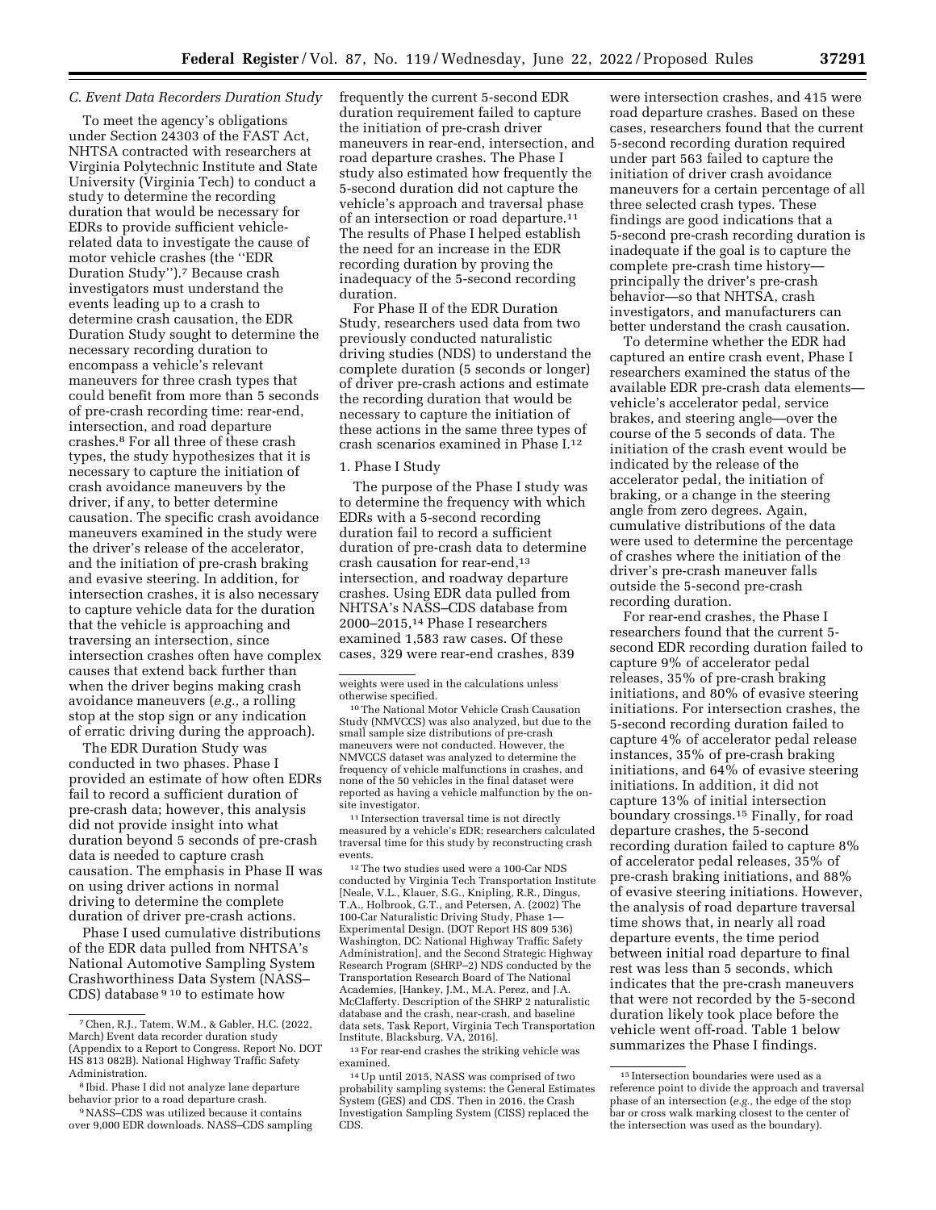### C. Event Data Recorders Duration Study

To meet the agency's obligations under Section 24303 of the FAST Act, NHTSA contracted with researchers at Virginia Polytechnic Institute and State University (Virginia Tech) to conduct a study to determine the recording duration that would be necessary for EDRs to provide sufficient vehicle-related data to investigate the cause of motor vehicle crashes (the ''EDR Duration Study'').[7] Because crash investigators must understand the events leading up to a crash to determine crash causation, the EDR Duration Study sought to determine the necessary recording duration to encompass a vehicle's relevant maneuvers for three crash types that could benefit from more than 5 seconds of pre-crash recording time: rear-end, intersection, and road departure crashes.[8] For all three of these crash types, the study hypothesizes that it is necessary to capture the initiation of crash avoidance maneuvers by the driver, if any, to better determine causation. The specific crash avoidance maneuvers examined in the study were the driver's release of the accelerator, and the initiation of pre-crash braking and evasive steering. In addition, for intersection crashes, it is also necessary to capture vehicle data for the duration that the vehicle is approaching and traversing an intersection, since intersection crashes often have complex causes that extend back further than when the driver begins making crash avoidance maneuvers (*e.g.,* a rolling stop at the stop sign or any indication of erratic driving during the approach).

The EDR Duration Study was conducted in two phases. Phase I provided an estimate of how often EDRs fail to record a sufficient duration of pre-crash data; however, this analysis did not provide insight into what duration beyond 5 seconds of pre-crash data is needed to capture crash causation. The emphasis in Phase II was on using driver actions in normal driving to determine the complete duration of driver pre-crash actions.

Phase I used cumulative distributions of the EDR data pulled from NHTSA's National Automotive Sampling System Crashworthiness Data System (NASS–CDS) database [9] [10] to estimate how frequently the current 5-second EDR duration requirement failed to capture the initiation of pre-crash driver maneuvers in rear-end, intersection, and road departure crashes. The Phase I study also estimated how frequently the 5-second duration did not capture the vehicle's approach and traversal phase of an intersection or road departure.[11] The results of Phase I helped establish the need for an increase in the EDR recording duration by proving the inadequacy of the 5-second recording duration.

For Phase II of the EDR Duration Study, researchers used data from two previously conducted naturalistic driving studies (NDS) to understand the complete duration (5 seconds or longer) of driver pre-crash actions and estimate the recording duration that would be necessary to capture the initiation of these actions in the same three types of crash scenarios examined in Phase I.[12]

#### 1. Phase I Study

The purpose of the Phase I study was to determine the frequency with which EDRs with a 5-second recording duration fail to record a sufficient duration of pre-crash data to determine crash causation for rear-end,[13] intersection, and roadway departure crashes. Using EDR data pulled from NHTSA's NASS–CDS database from 2000–2015,[14] Phase I researchers examined 1,583 raw cases. Of these cases, 329 were rear-end crashes, 839 were intersection crashes, and 415 were road departure crashes. Based on these cases, researchers found that the current 5-second recording duration required under part 563 failed to capture the initiation of driver crash avoidance maneuvers for a certain percentage of all three selected crash types. These findings are good indications that a 5-second pre-crash recording duration is inadequate if the goal is to capture the complete pre-crash time history—principally the driver's pre-crash behavior—so that NHTSA, crash investigators, and manufacturers can better understand the crash causation.

To determine whether the EDR had captured an entire crash event, Phase I researchers examined the status of the available EDR pre-crash data elements—vehicle's accelerator pedal, service brakes, and steering angle—over the course of the 5 seconds of data. The initiation of the crash event would be indicated by the release of the accelerator pedal, the initiation of braking, or a change in the steering angle from zero degrees. Again, cumulative distributions of the data were used to determine the percentage of crashes where the initiation of the driver's pre-crash maneuver falls outside the 5-second pre-crash recording duration.

For rear-end crashes, the Phase I researchers found that the current 5-second EDR recording duration failed to capture 9% of accelerator pedal releases, 35% of pre-crash braking initiations, and 80% of evasive steering initiations. For intersection crashes, the 5-second recording duration failed to capture 4% of accelerator pedal release instances, 35% of pre-crash braking initiations, and 64% of evasive steering initiations. In addition, it did not capture 13% of initial intersection boundary crossings.[15] Finally, for road departure crashes, the 5-second recording duration failed to capture 8% of accelerator pedal releases, 35% of pre-crash braking initiations, and 88% of evasive steering initiations. However, the analysis of road departure traversal time shows that, in nearly all road departure events, the time period between initial road departure to final rest was less than 5 seconds, which indicates that the pre-crash maneuvers that were not recorded by the 5-second duration likely took place before the vehicle went off-road. Table 1 below summarizes the Phase I findings.

---

[7] Chen, R.J., Tatem, W.M., & Gabler, H.C. (2022, March) Event data recorder duration study (Appendix to a Report to Congress. Report No. DOT HS 813 082B). National Highway Traffic Safety Administration.

[8] Ibid. Phase I did not analyze lane departure behavior prior to a road departure crash.

[9] NASS–CDS was utilized because it contains over 9,000 EDR downloads. NASS–CDS sampling weights were used in the calculations unless otherwise specified.

[10] The National Motor Vehicle Crash Causation Study (NMVCCS) was also analyzed, but due to the small sample size distributions of pre-crash maneuvers were not conducted. However, the NMVCCS dataset was analyzed to determine the frequency of vehicle malfunctions in crashes, and none of the 50 vehicles in the final dataset were reported as having a vehicle malfunction by the on-site investigator.

[11] Intersection traversal time is not directly measured by a vehicle's EDR; researchers calculated traversal time for this study by reconstructing crash events.

[12] The two studies used were a 100-Car NDS conducted by Virginia Tech Transportation Institute [Neale, V.L., Klauer, S.G., Knipling, R.R., Dingus, T.A., Holbrook, G.T., and Petersen, A. (2002) The 100-Car Naturalistic Driving Study, Phase 1—Experimental Design. (DOT Report HS 809 536) Washington, DC: National Highway Traffic Safety Administration], and the Second Strategic Highway Research Program (SHRP–2) NDS conducted by the Transportation Research Board of The National Academies, [Hankey, J.M., M.A. Perez, and J.A. McClafferty. Description of the SHRP 2 naturalistic database and the crash, near-crash, and baseline data sets, Task Report, Virginia Tech Transportation Institute, Blacksburg, VA, 2016].

[13] For rear-end crashes the striking vehicle was examined.

[14] Up until 2015, NASS was comprised of two probability sampling systems: the General Estimates System (GES) and CDS. Then in 2016, the Crash Investigation Sampling System (CISS) replaced the CDS.

[15] Intersection boundaries were used as a reference point to divide the approach and traversal phase of an intersection (*e.g.,* the edge of the stop bar or cross walk marking closest to the center of the intersection was used as the boundary).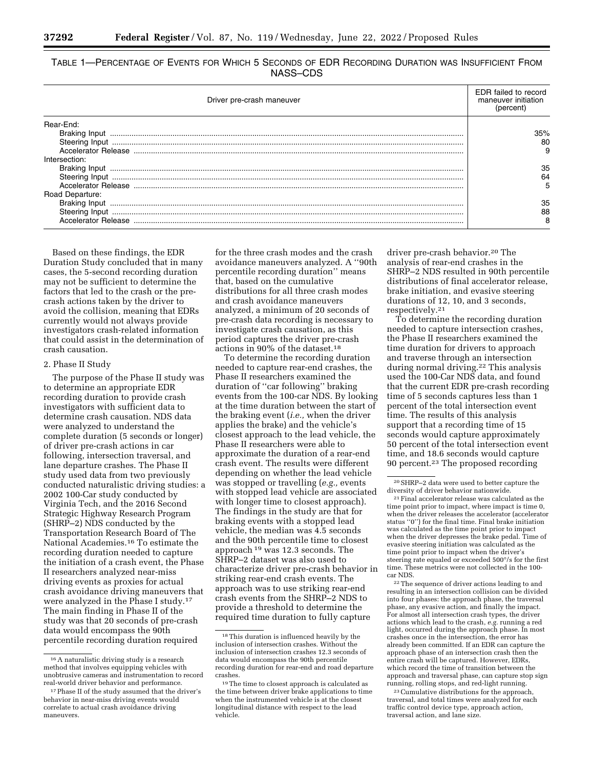TABLE 1—PERCENTAGE OF EVENTS FOR WHICH 5 SECONDS OF EDR RECORDING DURATION WAS INSUFFICIENT FROM NASS–CDS

| Driver pre-crash maneuver | EDR failed to record maneuver initiation (percent) |
|---|---|
| Rear-End: | |
| Braking Input | 35% |
| Steering Input | 80 |
| Accelerator Release | 9 |
| Intersection: | |
| Braking Input | 35 |
| Steering Input | 64 |
| Accelerator Release | 5 |
| Road Departure: | |
| Braking Input | 35 |
| Steering Input | 88 |
| Accelerator Release | 8 |

Based on these findings, the EDR Duration Study concluded that in many cases, the 5-second recording duration may not be sufficient to determine the factors that led to the crash or the pre-crash actions taken by the driver to avoid the collision, meaning that EDRs currently would not always provide investigators crash-related information that could assist in the determination of crash causation.

2. Phase II Study

The purpose of the Phase II study was to determine an appropriate EDR recording duration to provide crash investigators with sufficient data to determine crash causation. NDS data were analyzed to understand the complete duration (5 seconds or longer) of driver pre-crash actions in car following, intersection traversal, and lane departure crashes. The Phase II study used data from two previously conducted naturalistic driving studies: a 2002 100-Car study conducted by Virginia Tech, and the 2016 Second Strategic Highway Research Program (SHRP–2) NDS conducted by the Transportation Research Board of The National Academies.[16] To estimate the recording duration needed to capture the initiation of a crash event, the Phase II researchers analyzed near-miss driving events as proxies for actual crash avoidance driving maneuvers that were analyzed in the Phase I study.[17] The main finding in Phase II of the study was that 20 seconds of pre-crash data would encompass the 90th percentile recording duration required for the three crash modes and the crash avoidance maneuvers analyzed. A ''90th percentile recording duration'' means that, based on the cumulative distributions for all three crash modes and crash avoidance maneuvers analyzed, a minimum of 20 seconds of pre-crash data recording is necessary to investigate crash causation, as this period captures the driver pre-crash actions in 90% of the dataset.[18]

To determine the recording duration needed to capture rear-end crashes, the Phase II researchers examined the duration of ''car following'' braking events from the 100-car NDS. By looking at the time duration between the start of the braking event (*i.e.,* when the driver applies the brake) and the vehicle's closest approach to the lead vehicle, the Phase II researchers were able to approximate the duration of a rear-end crash event. The results were different depending on whether the lead vehicle was stopped or travelling (*e.g.,* events with stopped lead vehicle are associated with longer time to closest approach). The findings in the study are that for braking events with a stopped lead vehicle, the median was 4.5 seconds and the 90th percentile time to closest approach[19] was 12.3 seconds. The SHRP–2 dataset was also used to characterize driver pre-crash behavior in striking rear-end crash events. The approach was to use striking rear-end crash events from the SHRP–2 NDS to provide a threshold to determine the required time duration to fully capture driver pre-crash behavior.[20] The analysis of rear-end crashes in the SHRP–2 NDS resulted in 90th percentile distributions of final accelerator release, brake initiation, and evasive steering durations of 12, 10, and 3 seconds, respectively.[21]

To determine the recording duration needed to capture intersection crashes, the Phase II researchers examined the time duration for drivers to approach and traverse through an intersection during normal driving.[22] This analysis used the 100-Car NDS data, and found that the current EDR pre-crash recording time of 5 seconds captures less than 1 percent of the total intersection event time. The results of this analysis support that a recording time of 15 seconds would capture approximately 50 percent of the total intersection event time, and 18.6 seconds would capture 90 percent.[23] The proposed recording

---

[16] A naturalistic driving study is a research method that involves equipping vehicles with unobtrusive cameras and instrumentation to record real-world driver behavior and performance.

[17] Phase II of the study assumed that the driver's behavior in near-miss driving events would correlate to actual crash avoidance driving maneuvers.

[18] This duration is influenced heavily by the inclusion of intersection crashes. Without the inclusion of intersection crashes 12.3 seconds of data would encompass the 90th percentile recording duration for rear-end and road departure crashes.

[19] The time to closest approach is calculated as the time between driver brake applications to time when the instrumented vehicle is at the closest longitudinal distance with respect to the lead vehicle.

[20] SHRP–2 data were used to better capture the diversity of driver behavior nationwide.

[21] Final accelerator release was calculated as the time point prior to impact, where impact is time 0, when the driver releases the accelerator (accelerator status ''0'') for the final time. Final brake initiation was calculated as the time point prior to impact when the driver depresses the brake pedal. Time of evasive steering initiation was calculated as the time point prior to impact when the driver's steering rate equaled or exceeded 500°/s for the first time. These metrics were not collected in the 100-car NDS.

[22] The sequence of driver actions leading to and resulting in an intersection collision can be divided into four phases: the approach phase, the traversal phase, any evasive action, and finally the impact. For almost all intersection crash types, the driver actions which lead to the crash, *e.g.* running a red light, occurred during the approach phase. In most crashes once in the intersection, the error has already been committed. If an EDR can capture the approach phase of an intersection crash then the entire crash will be captured. However, EDRs, which record the time of transition between the approach and traversal phase, can capture stop sign running, rolling stops, and red-light running.

[23] Cumulative distributions for the approach, traversal, and total times were analyzed for each traffic control device type, approach action, traversal action, and lane size.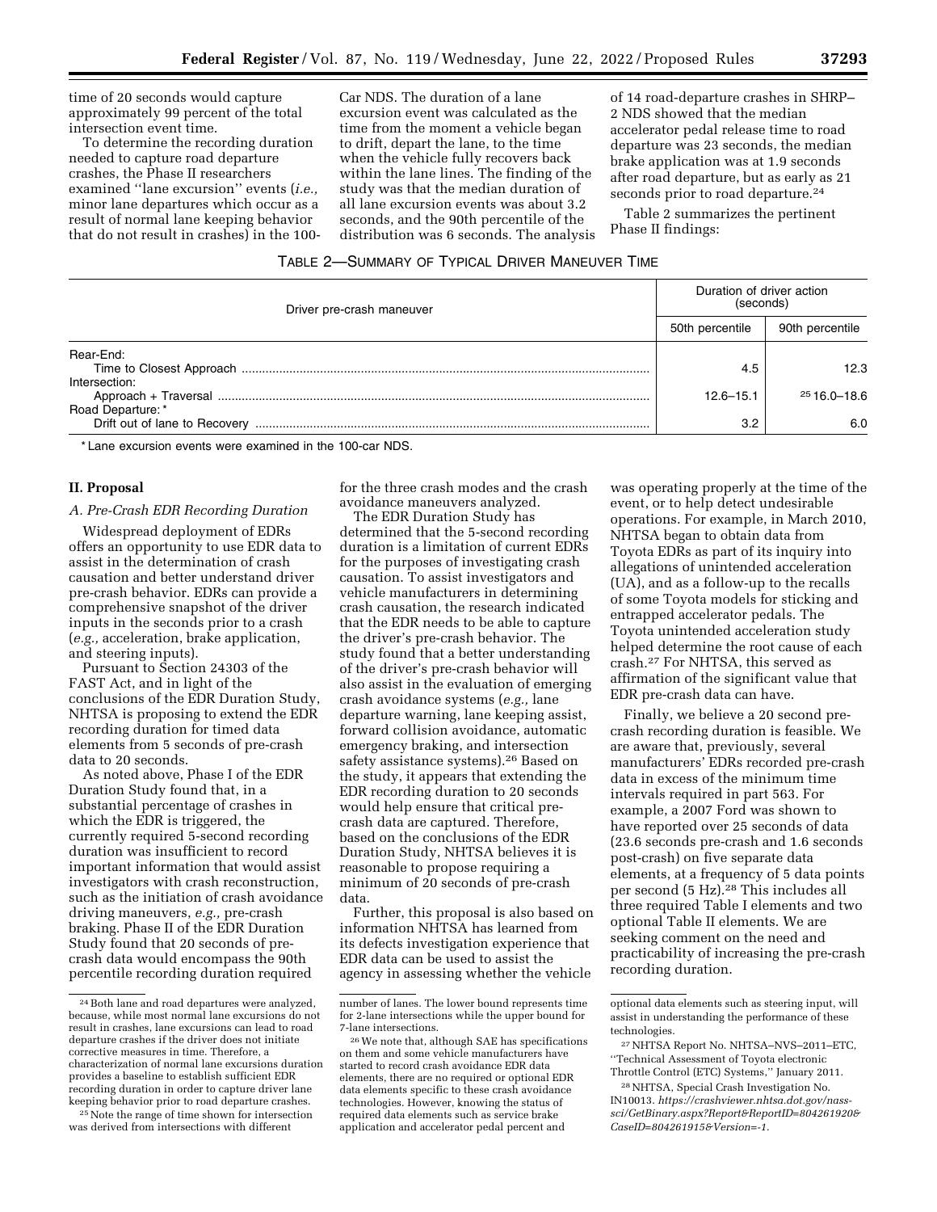time of 20 seconds would capture approximately 99 percent of the total intersection event time.

To determine the recording duration needed to capture road departure crashes, the Phase II researchers examined ''lane excursion'' events (*i.e.,* minor lane departures which occur as a result of normal lane keeping behavior that do not result in crashes) in the 100-Car NDS. The duration of a lane excursion event was calculated as the time from the moment a vehicle began to drift, depart the lane, to the time when the vehicle fully recovers back within the lane lines. The finding of the study was that the median duration of all lane excursion events was about 3.2 seconds, and the 90th percentile of the distribution was 6 seconds. The analysis of 14 road-departure crashes in SHRP–2 NDS showed that the median accelerator pedal release time to road departure was 23 seconds, the median brake application was at 1.9 seconds after road departure, but as early as 21 seconds prior to road departure.[24]

Table 2 summarizes the pertinent Phase II findings:

TABLE 2—SUMMARY OF TYPICAL DRIVER MANEUVER TIME

| Driver pre-crash maneuver | Duration of driver action (seconds) | |
|---|---|---|
| | 50th percentile | 90th percentile |
| Rear-End: | | |
| Time to Closest Approach | 4.5 | 12.3 |
| Intersection: | | |
| Approach + Traversal | 12.6–15.1 | [25] 16.0–18.6 |
| Road Departure: * | | |
| Drift out of lane to Recovery | 3.2 | 6.0 |

\* Lane excursion events were examined in the 100-car NDS.

## II. Proposal

### A. Pre-Crash EDR Recording Duration

Widespread deployment of EDRs offers an opportunity to use EDR data to assist in the determination of crash causation and better understand driver pre-crash behavior. EDRs can provide a comprehensive snapshot of the driver inputs in the seconds prior to a crash (*e.g.,* acceleration, brake application, and steering inputs).

Pursuant to Section 24303 of the FAST Act, and in light of the conclusions of the EDR Duration Study, NHTSA is proposing to extend the EDR recording duration for timed data elements from 5 seconds of pre-crash data to 20 seconds.

As noted above, Phase I of the EDR Duration Study found that, in a substantial percentage of crashes in which the EDR is triggered, the currently required 5-second recording duration was insufficient to record important information that would assist investigators with crash reconstruction, such as the initiation of crash avoidance driving maneuvers, *e.g.,* pre-crash braking. Phase II of the EDR Duration Study found that 20 seconds of pre-crash data would encompass the 90th percentile recording duration required for the three crash modes and the crash avoidance maneuvers analyzed.

The EDR Duration Study has determined that the 5-second recording duration is a limitation of current EDRs for the purposes of investigating crash causation. To assist investigators and vehicle manufacturers in determining crash causation, the research indicated that the EDR needs to be able to capture the driver's pre-crash behavior. The study found that a better understanding of the driver's pre-crash behavior will also assist in the evaluation of emerging crash avoidance systems (*e.g.,* lane departure warning, lane keeping assist, forward collision avoidance, automatic emergency braking, and intersection safety assistance systems).[26] Based on the study, it appears that extending the EDR recording duration to 20 seconds would help ensure that critical pre-crash data are captured. Therefore, based on the conclusions of the EDR Duration Study, NHTSA believes it is reasonable to propose requiring a minimum of 20 seconds of pre-crash data.

Further, this proposal is also based on information NHTSA has learned from its defects investigation experience that EDR data can be used to assist the agency in assessing whether the vehicle was operating properly at the time of the event, or to help detect undesirable operations. For example, in March 2010, NHTSA began to obtain data from Toyota EDRs as part of its inquiry into allegations of unintended acceleration (UA), and as a follow-up to the recalls of some Toyota models for sticking and entrapped accelerator pedals. The Toyota unintended acceleration study helped determine the root cause of each crash.[27] For NHTSA, this served as affirmation of the significant value that EDR pre-crash data can have.

Finally, we believe a 20 second pre-crash recording duration is feasible. We are aware that, previously, several manufacturers' EDRs recorded pre-crash data in excess of the minimum time intervals required in part 563. For example, a 2007 Ford was shown to have reported over 25 seconds of data (23.6 seconds pre-crash and 1.6 seconds post-crash) on five separate data elements, at a frequency of 5 data points per second (5 Hz).[28] This includes all three required Table I elements and two optional Table II elements. We are seeking comment on the need and practicability of increasing the pre-crash recording duration.

---

[24] Both lane and road departures were analyzed, because, while most normal lane excursions do not result in crashes, lane excursions can lead to road departure crashes if the driver does not initiate corrective measures in time. Therefore, a characterization of normal lane excursions duration provides a baseline to establish sufficient EDR recording duration in order to capture driver lane keeping behavior prior to road departure crashes.

[25] Note the range of time shown for intersection was derived from intersections with different number of lanes. The lower bound represents time for 2-lane intersections while the upper bound for 7-lane intersections.

[26] We note that, although SAE has specifications on them and some vehicle manufacturers have started to record crash avoidance EDR data elements, there are no required or optional EDR data elements specific to these crash avoidance technologies. However, knowing the status of required data elements such as service brake application and accelerator pedal percent and optional data elements such as steering input, will assist in understanding the performance of these technologies.

[27] NHTSA Report No. NHTSA–NVS–2011–ETC, ''Technical Assessment of Toyota electronic Throttle Control (ETC) Systems,'' January 2011.

[28] NHTSA, Special Crash Investigation No. IN10013. *https://crashviewer.nhtsa.dot.gov/nass-sci/GetBinary.aspx?Report&ReportID=804261920&CaseID=804261915&Version=-1.*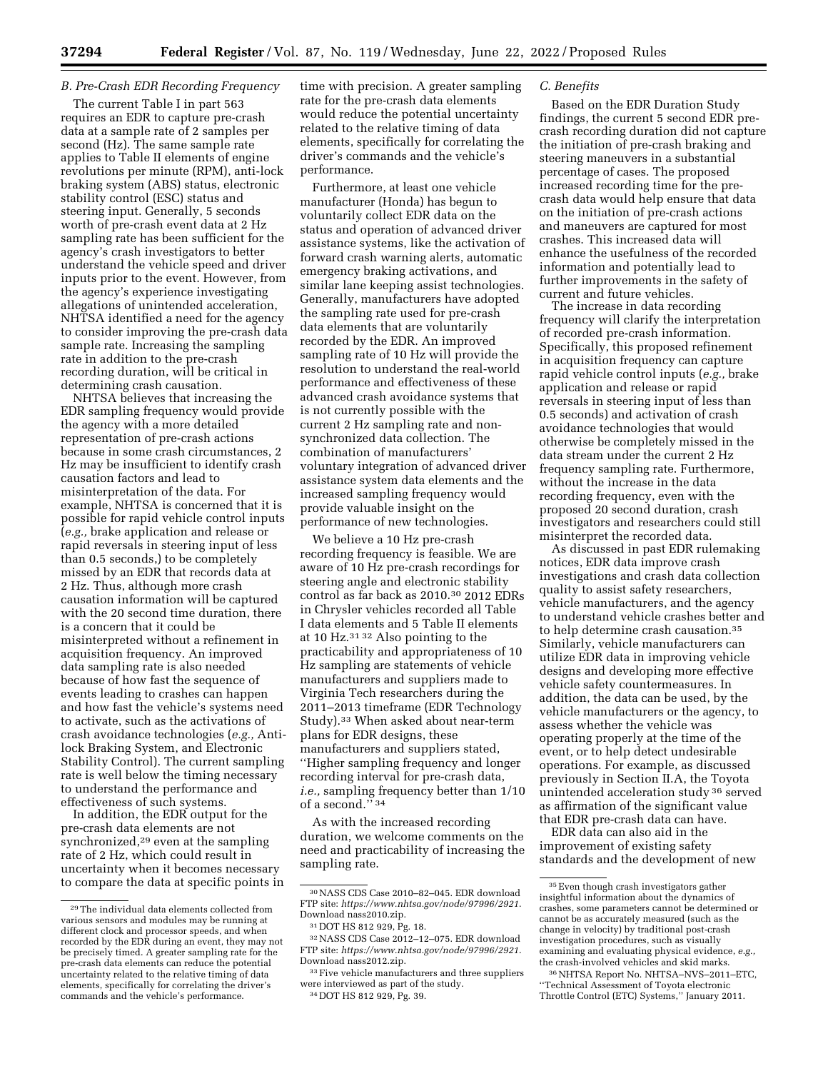### B. Pre-Crash EDR Recording Frequency

The current Table I in part 563 requires an EDR to capture pre-crash data at a sample rate of 2 samples per second (Hz). The same sample rate applies to Table II elements of engine revolutions per minute (RPM), anti-lock braking system (ABS) status, electronic stability control (ESC) status and steering input. Generally, 5 seconds worth of pre-crash event data at 2 Hz sampling rate has been sufficient for the agency's crash investigators to better understand the vehicle speed and driver inputs prior to the event. However, from the agency's experience investigating allegations of unintended acceleration, NHTSA identified a need for the agency to consider improving the pre-crash data sample rate. Increasing the sampling rate in addition to the pre-crash recording duration, will be critical in determining crash causation.

NHTSA believes that increasing the EDR sampling frequency would provide the agency with a more detailed representation of pre-crash actions because in some crash circumstances, 2 Hz may be insufficient to identify crash causation factors and lead to misinterpretation of the data. For example, NHTSA is concerned that it is possible for rapid vehicle control inputs (*e.g.,* brake application and release or rapid reversals in steering input of less than 0.5 seconds,) to be completely missed by an EDR that records data at 2 Hz. Thus, although more crash causation information will be captured with the 20 second time duration, there is a concern that it could be misinterpreted without a refinement in acquisition frequency. An improved data sampling rate is also needed because of how fast the sequence of events leading to crashes can happen and how fast the vehicle's systems need to activate, such as the activations of crash avoidance technologies (*e.g.,* Anti-lock Braking System, and Electronic Stability Control). The current sampling rate is well below the timing necessary to understand the performance and effectiveness of such systems.

In addition, the EDR output for the pre-crash data elements are not synchronized,[29] even at the sampling rate of 2 Hz, which could result in uncertainty when it becomes necessary to compare the data at specific points in time with precision. A greater sampling rate for the pre-crash data elements would reduce the potential uncertainty related to the relative timing of data elements, specifically for correlating the driver's commands and the vehicle's performance.

Furthermore, at least one vehicle manufacturer (Honda) has begun to voluntarily collect EDR data on the status and operation of advanced driver assistance systems, like the activation of forward crash warning alerts, automatic emergency braking activations, and similar lane keeping assist technologies. Generally, manufacturers have adopted the sampling rate used for pre-crash data elements that are voluntarily recorded by the EDR. An improved sampling rate of 10 Hz will provide the resolution to understand the real-world performance and effectiveness of these advanced crash avoidance systems that is not currently possible with the current 2 Hz sampling rate and non-synchronized data collection. The combination of manufacturers' voluntary integration of advanced driver assistance system data elements and the increased sampling frequency would provide valuable insight on the performance of new technologies.

We believe a 10 Hz pre-crash recording frequency is feasible. We are aware of 10 Hz pre-crash recordings for steering angle and electronic stability control as far back as 2010.[30] 2012 EDRs in Chrysler vehicles recorded all Table I data elements and 5 Table II elements at 10 Hz.[31] [32] Also pointing to the practicability and appropriateness of 10 Hz sampling are statements of vehicle manufacturers and suppliers made to Virginia Tech researchers during the 2011–2013 timeframe (EDR Technology Study).[33] When asked about near-term plans for EDR designs, these manufacturers and suppliers stated, "Higher sampling frequency and longer recording interval for pre-crash data, *i.e.,* sampling frequency better than 1/10 of a second."[34]

As with the increased recording duration, we welcome comments on the need and practicability of increasing the sampling rate.

### C. Benefits

Based on the EDR Duration Study findings, the current 5 second EDR pre-crash recording duration did not capture the initiation of pre-crash braking and steering maneuvers in a substantial percentage of cases. The proposed increased recording time for the pre-crash data would help ensure that data on the initiation of pre-crash actions and maneuvers are captured for most crashes. This increased data will enhance the usefulness of the recorded information and potentially lead to further improvements in the safety of current and future vehicles.

The increase in data recording frequency will clarify the interpretation of recorded pre-crash information. Specifically, this proposed refinement in acquisition frequency can capture rapid vehicle control inputs (*e.g.,* brake application and release or rapid reversals in steering input of less than 0.5 seconds) and activation of crash avoidance technologies that would otherwise be completely missed in the data stream under the current 2 Hz frequency sampling rate. Furthermore, without the increase in the data recording frequency, even with the proposed 20 second duration, crash investigators and researchers could still misinterpret the recorded data.

As discussed in past EDR rulemaking notices, EDR data improve crash investigations and crash data collection quality to assist safety researchers, vehicle manufacturers, and the agency to understand vehicle crashes better and to help determine crash causation.[35] Similarly, vehicle manufacturers can utilize EDR data in improving vehicle designs and developing more effective vehicle safety countermeasures. In addition, the data can be used, by the vehicle manufacturers or the agency, to assess whether the vehicle was operating properly at the time of the event, or to help detect undesirable operations. For example, as discussed previously in Section II.A, the Toyota unintended acceleration study[36] served as affirmation of the significant value that EDR pre-crash data can have.

EDR data can also aid in the improvement of existing safety standards and the development of new

---

[29] The individual data elements collected from various sensors and modules may be running at different clock and processor speeds, and when recorded by the EDR during an event, they may not be precisely timed. A greater sampling rate for the pre-crash data elements can reduce the potential uncertainty related to the relative timing of data elements, specifically for correlating the driver's commands and the vehicle's performance.

[30] NASS CDS Case 2010–82–045. EDR download FTP site: *https://www.nhtsa.gov/node/97996/2921.* Download nass2010.zip.

[31] DOT HS 812 929, Pg. 18.

[32] NASS CDS Case 2012–12–075. EDR download FTP site: *https://www.nhtsa.gov/node/97996/2921.* Download nass2012.zip.

[33] Five vehicle manufacturers and three suppliers were interviewed as part of the study.

[34] DOT HS 812 929, Pg. 39.

[35] Even though crash investigators gather insightful information about the dynamics of crashes, some parameters cannot be determined or cannot be as accurately measured (such as the change in velocity) by traditional post-crash investigation procedures, such as visually examining and evaluating physical evidence, *e.g.,* the crash-involved vehicles and skid marks.

[36] NHTSA Report No. NHTSA–NVS–2011–ETC, "Technical Assessment of Toyota electronic Throttle Control (ETC) Systems," January 2011.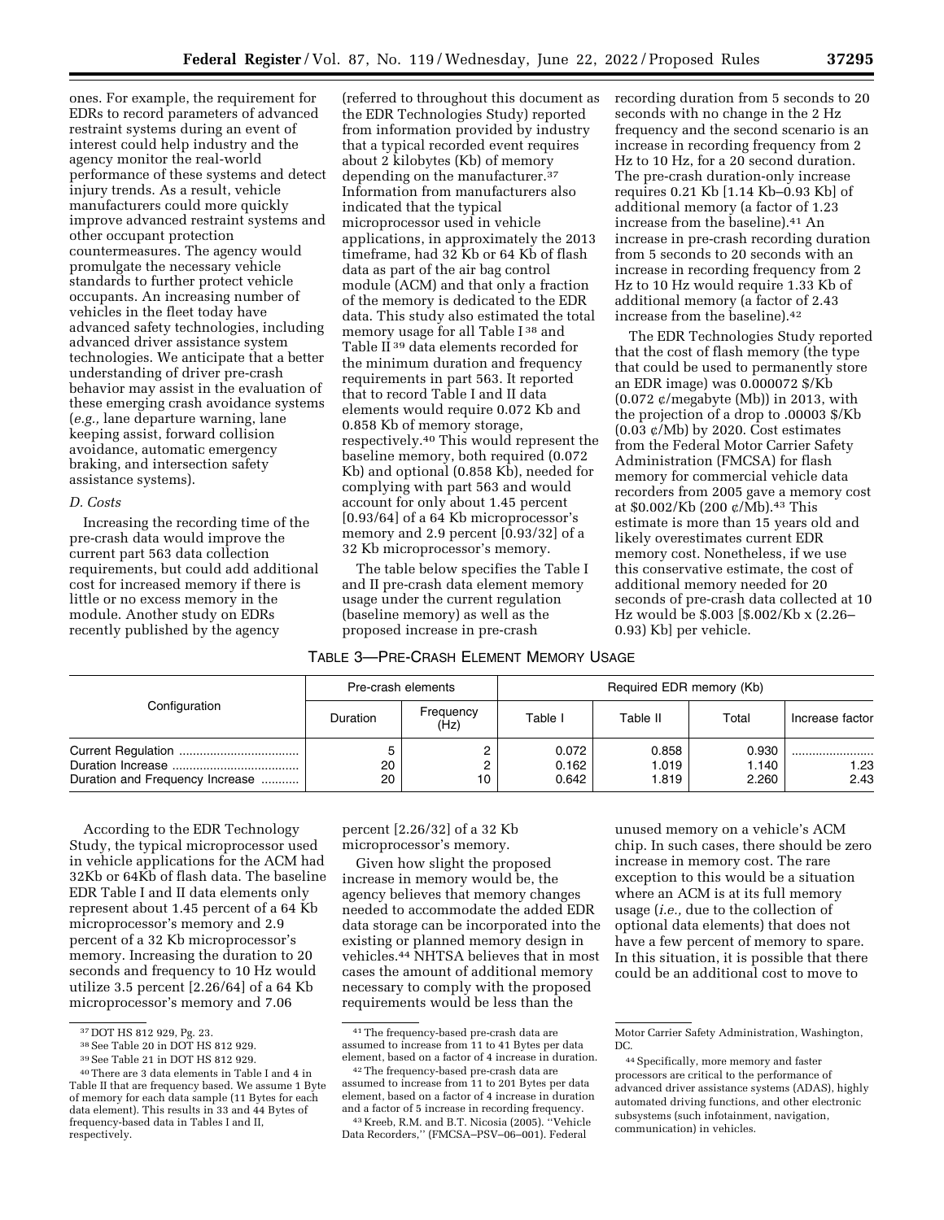ones. For example, the requirement for EDRs to record parameters of advanced restraint systems during an event of interest could help industry and the agency monitor the real-world performance of these systems and detect injury trends. As a result, vehicle manufacturers could more quickly improve advanced restraint systems and other occupant protection countermeasures. The agency would promulgate the necessary vehicle standards to further protect vehicle occupants. An increasing number of vehicles in the fleet today have advanced safety technologies, including advanced driver assistance system technologies. We anticipate that a better understanding of driver pre-crash behavior may assist in the evaluation of these emerging crash avoidance systems (*e.g.,* lane departure warning, lane keeping assist, forward collision avoidance, automatic emergency braking, and intersection safety assistance systems).

### *D. Costs*

Increasing the recording time of the pre-crash data would improve the current part 563 data collection requirements, but could add additional cost for increased memory if there is little or no excess memory in the module. Another study on EDRs recently published by the agency (referred to throughout this document as the EDR Technologies Study) reported from information provided by industry that a typical recorded event requires about 2 kilobytes (Kb) of memory depending on the manufacturer.[37] Information from manufacturers also indicated that the typical microprocessor used in vehicle applications, in approximately the 2013 timeframe, had 32 Kb or 64 Kb of flash data as part of the air bag control module (ACM) and that only a fraction of the memory is dedicated to the EDR data. This study also estimated the total memory usage for all Table I [38] and Table II [39] data elements recorded for the minimum duration and frequency requirements in part 563. It reported that to record Table I and II data elements would require 0.072 Kb and 0.858 Kb of memory storage, respectively.[40] This would represent the baseline memory, both required (0.072 Kb) and optional (0.858 Kb), needed for complying with part 563 and would account for only about 1.45 percent [0.93/64] of a 64 Kb microprocessor's memory and 2.9 percent [0.93/32] of a 32 Kb microprocessor's memory.

The table below specifies the Table I and II pre-crash data element memory usage under the current regulation (baseline memory) as well as the proposed increase in pre-crash recording duration from 5 seconds to 20 seconds with no change in the 2 Hz frequency and the second scenario is an increase in recording frequency from 2 Hz to 10 Hz, for a 20 second duration. The pre-crash duration-only increase requires 0.21 Kb [1.14 Kb–0.93 Kb] of additional memory (a factor of 1.23 increase from the baseline).[41] An increase in pre-crash recording duration from 5 seconds to 20 seconds with an increase in recording frequency from 2 Hz to 10 Hz would require 1.33 Kb of additional memory (a factor of 2.43 increase from the baseline).[42]

The EDR Technologies Study reported that the cost of flash memory (the type that could be used to permanently store an EDR image) was 0.000072 $/Kb (0.072 ¢/megabyte (Mb)) in 2013, with the projection of a drop to .00003 $/Kb (0.03 ¢/Mb) by 2020. Cost estimates from the Federal Motor Carrier Safety Administration (FMCSA) for flash memory for commercial vehicle data recorders from 2005 gave a memory cost at $0.002/Kb (200 ¢/Mb).[43] This estimate is more than 15 years old and likely overestimates current EDR memory cost. Nonetheless, if we use this conservative estimate, the cost of additional memory needed for 20 seconds of pre-crash data collected at 10 Hz would be $.003 [$.002/Kb x (2.26–0.93) Kb] per vehicle.

TABLE 3—PRE-CRASH ELEMENT MEMORY USAGE

| Configuration | Pre-crash elements | | Required EDR memory (Kb) | | | |
|---|---|---|---|---|---|---|
| | Duration | Frequency (Hz) | Table I | Table II | Total | Increase factor |
| Current Regulation | 5 | 2 | 0.072 | 0.858 | 0.930 | |
| Duration Increase | 20 | 2 | 0.162 | 1.019 | 1.140 | 1.23 |
| Duration and Frequency Increase | 20 | 10 | 0.642 | 1.819 | 2.260 | 2.43 |

According to the EDR Technology Study, the typical microprocessor used in vehicle applications for the ACM had 32Kb or 64Kb of flash data. The baseline EDR Table I and II data elements only represent about 1.45 percent of a 64 Kb microprocessor's memory and 2.9 percent of a 32 Kb microprocessor's memory. Increasing the duration to 20 seconds and frequency to 10 Hz would utilize 3.5 percent [2.26/64] of a 64 Kb microprocessor's memory and 7.06 percent [2.26/32] of a 32 Kb microprocessor's memory.

Given how slight the proposed increase in memory would be, the agency believes that memory changes needed to accommodate the added EDR data storage can be incorporated into the existing or planned memory design in vehicles.[44] NHTSA believes that in most cases the amount of additional memory necessary to comply with the proposed requirements would be less than the unused memory on a vehicle's ACM chip. In such cases, there should be zero increase in memory cost. The rare exception to this would be a situation where an ACM is at its full memory usage (*i.e.,* due to the collection of optional data elements) that does not have a few percent of memory to spare. In this situation, it is possible that there could be an additional cost to move to

---

[37] DOT HS 812 929, Pg. 23.

[38] See Table 20 in DOT HS 812 929.

[39] See Table 21 in DOT HS 812 929.

[40] There are 3 data elements in Table I and 4 in Table II that are frequency based. We assume 1 Byte of memory for each data sample (11 Bytes for each data element). This results in 33 and 44 Bytes of frequency-based data in Tables I and II, respectively.

[41] The frequency-based pre-crash data are assumed to increase from 11 to 41 Bytes per data element, based on a factor of 4 increase in duration.

[42] The frequency-based pre-crash data are assumed to increase from 11 to 201 Bytes per data element, based on a factor of 4 increase in duration and a factor of 5 increase in recording frequency.

[43] Kreeb, R.M. and B.T. Nicosia (2005). ''Vehicle Data Recorders,'' (FMCSA–PSV–06–001). Federal Motor Carrier Safety Administration, Washington, DC.

[44] Specifically, more memory and faster processors are critical to the performance of advanced driver assistance systems (ADAS), highly automated driving functions, and other electronic subsystems (such infotainment, navigation, communication) in vehicles.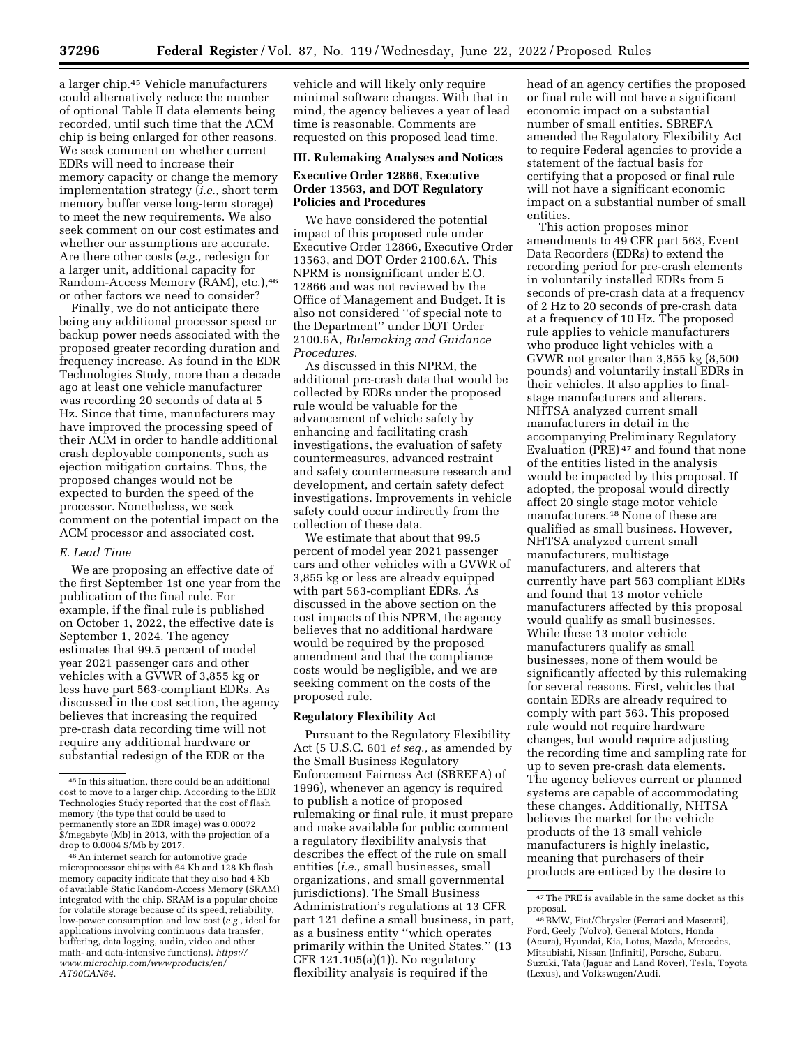a larger chip.[45] Vehicle manufacturers could alternatively reduce the number of optional Table II data elements being recorded, until such time that the ACM chip is being enlarged for other reasons. We seek comment on whether current EDRs will need to increase their memory capacity or change the memory implementation strategy (*i.e.,* short term memory buffer verse long-term storage) to meet the new requirements. We also seek comment on our cost estimates and whether our assumptions are accurate. Are there other costs (*e.g.,* redesign for a larger unit, additional capacity for Random-Access Memory (RAM), etc.),[46] or other factors we need to consider?

Finally, we do not anticipate there being any additional processor speed or backup power needs associated with the proposed greater recording duration and frequency increase. As found in the EDR Technologies Study, more than a decade ago at least one vehicle manufacturer was recording 20 seconds of data at 5 Hz. Since that time, manufacturers may have improved the processing speed of their ACM in order to handle additional crash deployable components, such as ejection mitigation curtains. Thus, the proposed changes would not be expected to burden the speed of the processor. Nonetheless, we seek comment on the potential impact on the ACM processor and associated cost.

### *E. Lead Time*

We are proposing an effective date of the first September 1st one year from the publication of the final rule. For example, if the final rule is published on October 1, 2022, the effective date is September 1, 2024. The agency estimates that 99.5 percent of model year 2021 passenger cars and other vehicles with a GVWR of 3,855 kg or less have part 563-compliant EDRs. As discussed in the cost section, the agency believes that increasing the required pre-crash data recording time will not require any additional hardware or substantial redesign of the EDR or the vehicle and will likely only require minimal software changes. With that in mind, the agency believes a year of lead time is reasonable. Comments are requested on this proposed lead time.

## III. Rulemaking Analyses and Notices

### Executive Order 12866, Executive Order 13563, and DOT Regulatory Policies and Procedures

We have considered the potential impact of this proposed rule under Executive Order 12866, Executive Order 13563, and DOT Order 2100.6A. This NPRM is nonsignificant under E.O. 12866 and was not reviewed by the Office of Management and Budget. It is also not considered ''of special note to the Department'' under DOT Order 2100.6A, *Rulemaking and Guidance Procedures.*

As discussed in this NPRM, the additional pre-crash data that would be collected by EDRs under the proposed rule would be valuable for the advancement of vehicle safety by enhancing and facilitating crash investigations, the evaluation of safety countermeasures, advanced restraint and safety countermeasure research and development, and certain safety defect investigations. Improvements in vehicle safety could occur indirectly from the collection of these data.

We estimate that about that 99.5 percent of model year 2021 passenger cars and other vehicles with a GVWR of 3,855 kg or less are already equipped with part 563-compliant EDRs. As discussed in the above section on the cost impacts of this NPRM, the agency believes that no additional hardware would be required by the proposed amendment and that the compliance costs would be negligible, and we are seeking comment on the costs of the proposed rule.

### Regulatory Flexibility Act

Pursuant to the Regulatory Flexibility Act (5 U.S.C. 601 *et seq.,* as amended by the Small Business Regulatory Enforcement Fairness Act (SBREFA) of 1996), whenever an agency is required to publish a notice of proposed rulemaking or final rule, it must prepare and make available for public comment a regulatory flexibility analysis that describes the effect of the rule on small entities (*i.e.,* small businesses, small organizations, and small governmental jurisdictions). The Small Business Administration's regulations at 13 CFR part 121 define a small business, in part, as a business entity ''which operates primarily within the United States.'' (13 CFR 121.105(a)(1)). No regulatory flexibility analysis is required if the head of an agency certifies the proposed or final rule will not have a significant economic impact on a substantial number of small entities. SBREFA amended the Regulatory Flexibility Act to require Federal agencies to provide a statement of the factual basis for certifying that a proposed or final rule will not have a significant economic impact on a substantial number of small entities.

This action proposes minor amendments to 49 CFR part 563, Event Data Recorders (EDRs) to extend the recording period for pre-crash elements in voluntarily installed EDRs from 5 seconds of pre-crash data at a frequency of 2 Hz to 20 seconds of pre-crash data at a frequency of 10 Hz. The proposed rule applies to vehicle manufacturers who produce light vehicles with a GVWR not greater than 3,855 kg (8,500 pounds) and voluntarily install EDRs in their vehicles. It also applies to final-stage manufacturers and alterers. NHTSA analyzed current small manufacturers in detail in the accompanying Preliminary Regulatory Evaluation (PRE)[47] and found that none of the entities listed in the analysis would be impacted by this proposal. If adopted, the proposal would directly affect 20 single stage motor vehicle manufacturers.[48] None of these are qualified as small business. However, NHTSA analyzed current small manufacturers, multistage manufacturers, and alterers that currently have part 563 compliant EDRs and found that 13 motor vehicle manufacturers affected by this proposal would qualify as small businesses. While these 13 motor vehicle manufacturers qualify as small businesses, none of them would be significantly affected by this rulemaking for several reasons. First, vehicles that contain EDRs are already required to comply with part 563. This proposed rule would not require hardware changes, but would require adjusting the recording time and sampling rate for up to seven pre-crash data elements. The agency believes current or planned systems are capable of accommodating these changes. Additionally, NHTSA believes the market for the vehicle products of the 13 small vehicle manufacturers is highly inelastic, meaning that purchasers of their products are enticed by the desire to

---

[45] In this situation, there could be an additional cost to move to a larger chip. According to the EDR Technologies Study reported that the cost of flash memory (the type that could be used to permanently store an EDR image) was 0.00072 $/megabyte (Mb) in 2013, with the projection of a drop to 0.0004 $/Mb by 2017.

[46] An internet search for automotive grade microprocessor chips with 64 Kb and 128 Kb flash memory capacity indicate that they also had 4 Kb of available Static Random-Access Memory (SRAM) integrated with the chip. SRAM is a popular choice for volatile storage because of its speed, reliability, low-power consumption and low cost (*e.g.,* ideal for applications involving continuous data transfer, buffering, data logging, audio, video and other math- and data-intensive functions). *https://www.microchip.com/wwwproducts/en/AT90CAN64.*

[47] The PRE is available in the same docket as this proposal.

[48] BMW, Fiat/Chrysler (Ferrari and Maserati), Ford, Geely (Volvo), General Motors, Honda (Acura), Hyundai, Kia, Lotus, Mazda, Mercedes, Mitsubishi, Nissan (Infiniti), Porsche, Subaru, Suzuki, Tata (Jaguar and Land Rover), Tesla, Toyota (Lexus), and Volkswagen/Audi.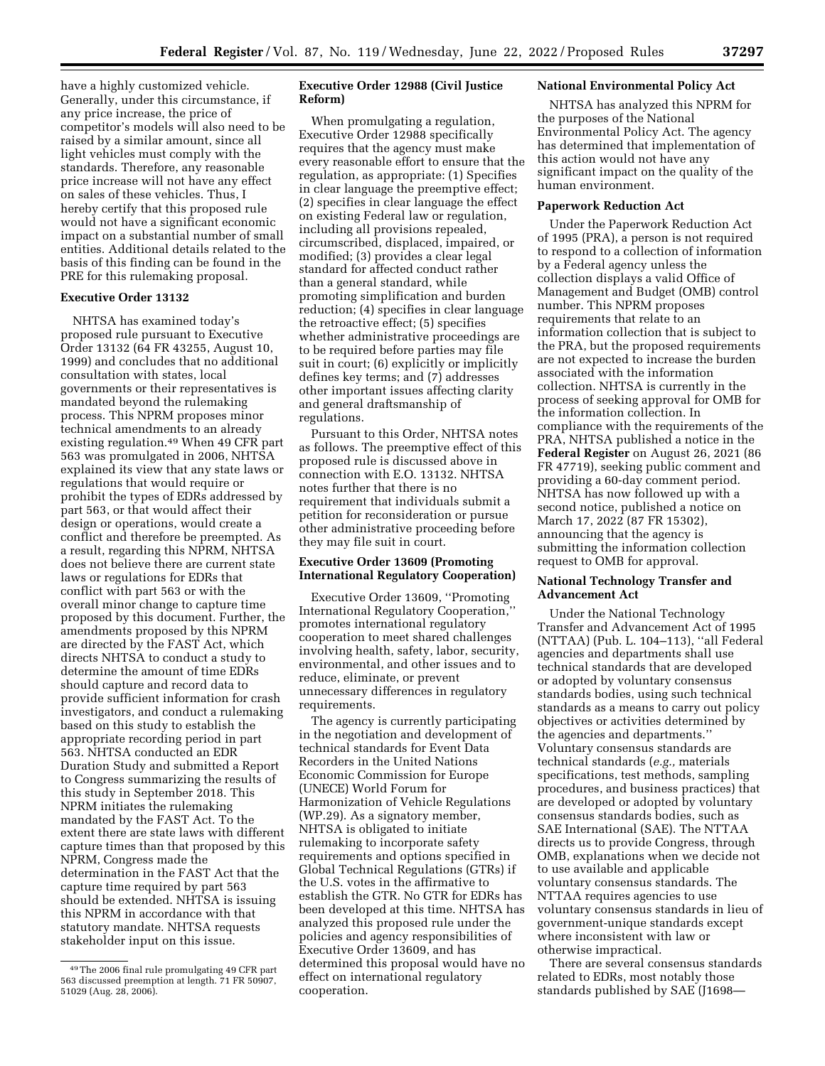have a highly customized vehicle. Generally, under this circumstance, if any price increase, the price of competitor's models will also need to be raised by a similar amount, since all light vehicles must comply with the standards. Therefore, any reasonable price increase will not have any effect on sales of these vehicles. Thus, I hereby certify that this proposed rule would not have a significant economic impact on a substantial number of small entities. Additional details related to the basis of this finding can be found in the PRE for this rulemaking proposal.

**Executive Order 13132**

NHTSA has examined today's proposed rule pursuant to Executive Order 13132 (64 FR 43255, August 10, 1999) and concludes that no additional consultation with states, local governments or their representatives is mandated beyond the rulemaking process. This NPRM proposes minor technical amendments to an already existing regulation.[49] When 49 CFR part 563 was promulgated in 2006, NHTSA explained its view that any state laws or regulations that would require or prohibit the types of EDRs addressed by part 563, or that would affect their design or operations, would create a conflict and therefore be preempted. As a result, regarding this NPRM, NHTSA does not believe there are current state laws or regulations for EDRs that conflict with part 563 or with the overall minor change to capture time proposed by this document. Further, the amendments proposed by this NPRM are directed by the FAST Act, which directs NHTSA to conduct a study to determine the amount of time EDRs should capture and record data to provide sufficient information for crash investigators, and conduct a rulemaking based on this study to establish the appropriate recording period in part 563. NHTSA conducted an EDR Duration Study and submitted a Report to Congress summarizing the results of this study in September 2018. This NPRM initiates the rulemaking mandated by the FAST Act. To the extent there are state laws with different capture times than that proposed by this NPRM, Congress made the determination in the FAST Act that the capture time required by part 563 should be extended. NHTSA is issuing this NPRM in accordance with that statutory mandate. NHTSA requests stakeholder input on this issue.

[49] The 2006 final rule promulgating 49 CFR part 563 discussed preemption at length. 71 FR 50907, 51029 (Aug. 28, 2006).

**Executive Order 12988 (Civil Justice Reform)**

When promulgating a regulation, Executive Order 12988 specifically requires that the agency must make every reasonable effort to ensure that the regulation, as appropriate: (1) Specifies in clear language the preemptive effect; (2) specifies in clear language the effect on existing Federal law or regulation, including all provisions repealed, circumscribed, displaced, impaired, or modified; (3) provides a clear legal standard for affected conduct rather than a general standard, while promoting simplification and burden reduction; (4) specifies in clear language the retroactive effect; (5) specifies whether administrative proceedings are to be required before parties may file suit in court; (6) explicitly or implicitly defines key terms; and (7) addresses other important issues affecting clarity and general draftsmanship of regulations.

Pursuant to this Order, NHTSA notes as follows. The preemptive effect of this proposed rule is discussed above in connection with E.O. 13132. NHTSA notes further that there is no requirement that individuals submit a petition for reconsideration or pursue other administrative proceeding before they may file suit in court.

**Executive Order 13609 (Promoting International Regulatory Cooperation)**

Executive Order 13609, ''Promoting International Regulatory Cooperation,'' promotes international regulatory cooperation to meet shared challenges involving health, safety, labor, security, environmental, and other issues and to reduce, eliminate, or prevent unnecessary differences in regulatory requirements.

The agency is currently participating in the negotiation and development of technical standards for Event Data Recorders in the United Nations Economic Commission for Europe (UNECE) World Forum for Harmonization of Vehicle Regulations (WP.29). As a signatory member, NHTSA is obligated to initiate rulemaking to incorporate safety requirements and options specified in Global Technical Regulations (GTRs) if the U.S. votes in the affirmative to establish the GTR. No GTR for EDRs has been developed at this time. NHTSA has analyzed this proposed rule under the policies and agency responsibilities of Executive Order 13609, and has determined this proposal would have no effect on international regulatory cooperation.

**National Environmental Policy Act**

NHTSA has analyzed this NPRM for the purposes of the National Environmental Policy Act. The agency has determined that implementation of this action would not have any significant impact on the quality of the human environment.

**Paperwork Reduction Act**

Under the Paperwork Reduction Act of 1995 (PRA), a person is not required to respond to a collection of information by a Federal agency unless the collection displays a valid Office of Management and Budget (OMB) control number. This NPRM proposes requirements that relate to an information collection that is subject to the PRA, but the proposed requirements are not expected to increase the burden associated with the information collection. NHTSA is currently in the process of seeking approval for OMB for the information collection. In compliance with the requirements of the PRA, NHTSA published a notice in the **Federal Register** on August 26, 2021 (86 FR 47719), seeking public comment and providing a 60-day comment period. NHTSA has now followed up with a second notice, published a notice on March 17, 2022 (87 FR 15302), announcing that the agency is submitting the information collection request to OMB for approval.

**National Technology Transfer and Advancement Act**

Under the National Technology Transfer and Advancement Act of 1995 (NTTAA) (Pub. L. 104–113), ''all Federal agencies and departments shall use technical standards that are developed or adopted by voluntary consensus standards bodies, using such technical standards as a means to carry out policy objectives or activities determined by the agencies and departments.'' Voluntary consensus standards are technical standards (*e.g.,* materials specifications, test methods, sampling procedures, and business practices) that are developed or adopted by voluntary consensus standards bodies, such as SAE International (SAE). The NTTAA directs us to provide Congress, through OMB, explanations when we decide not to use available and applicable voluntary consensus standards. The NTTAA requires agencies to use voluntary consensus standards in lieu of government-unique standards except where inconsistent with law or otherwise impractical.

There are several consensus standards related to EDRs, most notably those standards published by SAE (J1698—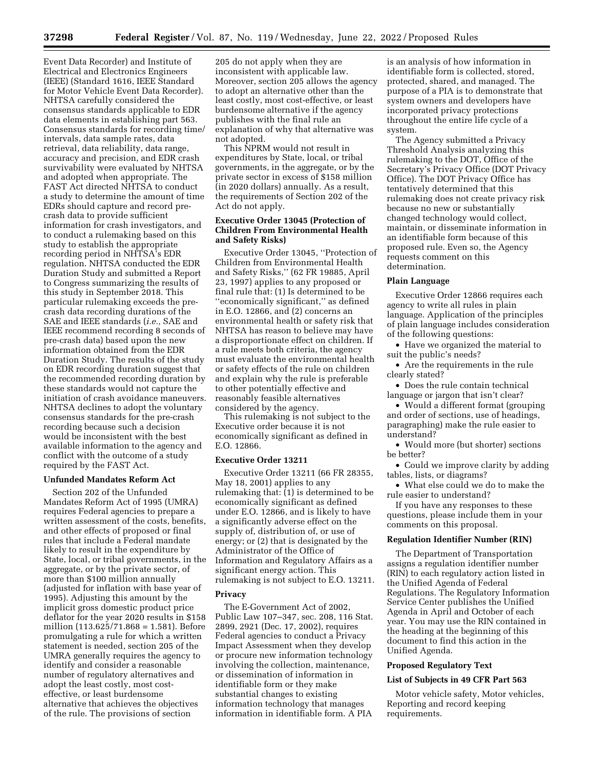Event Data Recorder) and Institute of Electrical and Electronics Engineers (IEEE) (Standard 1616, IEEE Standard for Motor Vehicle Event Data Recorder). NHTSA carefully considered the consensus standards applicable to EDR data elements in establishing part 563. Consensus standards for recording time/intervals, data sample rates, data retrieval, data reliability, data range, accuracy and precision, and EDR crash survivability were evaluated by NHTSA and adopted when appropriate. The FAST Act directed NHTSA to conduct a study to determine the amount of time EDRs should capture and record pre-crash data to provide sufficient information for crash investigators, and to conduct a rulemaking based on this study to establish the appropriate recording period in NHTSA's EDR regulation. NHTSA conducted the EDR Duration Study and submitted a Report to Congress summarizing the results of this study in September 2018. This particular rulemaking exceeds the pre-crash data recording durations of the SAE and IEEE standards (*i.e.,* SAE and IEEE recommend recording 8 seconds of pre-crash data) based upon the new information obtained from the EDR Duration Study. The results of the study on EDR recording duration suggest that the recommended recording duration by these standards would not capture the initiation of crash avoidance maneuvers. NHTSA declines to adopt the voluntary consensus standards for the pre-crash recording because such a decision would be inconsistent with the best available information to the agency and conflict with the outcome of a study required by the FAST Act.

**Unfunded Mandates Reform Act**

Section 202 of the Unfunded Mandates Reform Act of 1995 (UMRA) requires Federal agencies to prepare a written assessment of the costs, benefits, and other effects of proposed or final rules that include a Federal mandate likely to result in the expenditure by State, local, or tribal governments, in the aggregate, or by the private sector, of more than $100 million annually (adjusted for inflation with base year of 1995). Adjusting this amount by the implicit gross domestic product price deflator for the year 2020 results in $158 million (113.625/71.868 = 1.581). Before promulgating a rule for which a written statement is needed, section 205 of the UMRA generally requires the agency to identify and consider a reasonable number of regulatory alternatives and adopt the least costly, most cost-effective, or least burdensome alternative that achieves the objectives of the rule. The provisions of section 205 do not apply when they are inconsistent with applicable law. Moreover, section 205 allows the agency to adopt an alternative other than the least costly, most cost-effective, or least burdensome alternative if the agency publishes with the final rule an explanation of why that alternative was not adopted.

This NPRM would not result in expenditures by State, local, or tribal governments, in the aggregate, or by the private sector in excess of $158 million (in 2020 dollars) annually. As a result, the requirements of Section 202 of the Act do not apply.

**Executive Order 13045 (Protection of Children From Environmental Health and Safety Risks)**

Executive Order 13045, ''Protection of Children from Environmental Health and Safety Risks,'' (62 FR 19885, April 23, 1997) applies to any proposed or final rule that: (1) Is determined to be ''economically significant,'' as defined in E.O. 12866, and (2) concerns an environmental health or safety risk that NHTSA has reason to believe may have a disproportionate effect on children. If a rule meets both criteria, the agency must evaluate the environmental health or safety effects of the rule on children and explain why the rule is preferable to other potentially effective and reasonably feasible alternatives considered by the agency.

This rulemaking is not subject to the Executive order because it is not economically significant as defined in E.O. 12866.

**Executive Order 13211**

Executive Order 13211 (66 FR 28355, May 18, 2001) applies to any rulemaking that: (1) is determined to be economically significant as defined under E.O. 12866, and is likely to have a significantly adverse effect on the supply of, distribution of, or use of energy; or (2) that is designated by the Administrator of the Office of Information and Regulatory Affairs as a significant energy action. This rulemaking is not subject to E.O. 13211.

**Privacy**

The E-Government Act of 2002, Public Law 107–347, sec. 208, 116 Stat. 2899, 2921 (Dec. 17, 2002), requires Federal agencies to conduct a Privacy Impact Assessment when they develop or procure new information technology involving the collection, maintenance, or dissemination of information in identifiable form or they make substantial changes to existing information technology that manages information in identifiable form. A PIA is an analysis of how information in identifiable form is collected, stored, protected, shared, and managed. The purpose of a PIA is to demonstrate that system owners and developers have incorporated privacy protections throughout the entire life cycle of a system.

The Agency submitted a Privacy Threshold Analysis analyzing this rulemaking to the DOT, Office of the Secretary's Privacy Office (DOT Privacy Office). The DOT Privacy Office has tentatively determined that this rulemaking does not create privacy risk because no new or substantially changed technology would collect, maintain, or disseminate information in an identifiable form because of this proposed rule. Even so, the Agency requests comment on this determination.

**Plain Language**

Executive Order 12866 requires each agency to write all rules in plain language. Application of the principles of plain language includes consideration of the following questions:

- Have we organized the material to suit the public's needs?
- Are the requirements in the rule clearly stated?
- Does the rule contain technical language or jargon that isn't clear?
- Would a different format (grouping and order of sections, use of headings, paragraphing) make the rule easier to understand?
- Would more (but shorter) sections be better?
- Could we improve clarity by adding tables, lists, or diagrams?
- What else could we do to make the rule easier to understand?

If you have any responses to these questions, please include them in your comments on this proposal.

**Regulation Identifier Number (RIN)**

The Department of Transportation assigns a regulation identifier number (RIN) to each regulatory action listed in the Unified Agenda of Federal Regulations. The Regulatory Information Service Center publishes the Unified Agenda in April and October of each year. You may use the RIN contained in the heading at the beginning of this document to find this action in the Unified Agenda.

**Proposed Regulatory Text**

**List of Subjects in 49 CFR Part 563**

Motor vehicle safety, Motor vehicles, Reporting and record keeping requirements.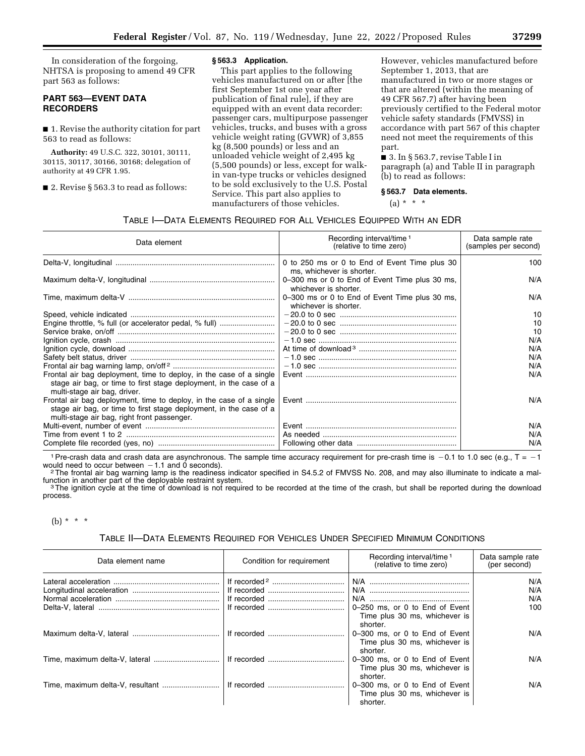In consideration of the forgoing, NHTSA is proposing to amend 49 CFR part 563 as follows:

## PART 563—EVENT DATA RECORDERS

■ 1. Revise the authority citation for part 563 to read as follows:

**Authority:** 49 U.S.C. 322, 30101, 30111, 30115, 30117, 30166, 30168; delegation of authority at 49 CFR 1.95.

■ 2. Revise § 563.3 to read as follows:

### § 563.3 Application.

This part applies to the following vehicles manufactured on or after [the first September 1st one year after publication of final rule], if they are equipped with an event data recorder: passenger cars, multipurpose passenger vehicles, trucks, and buses with a gross vehicle weight rating (GVWR) of 3,855 kg (8,500 pounds) or less and an unloaded vehicle weight of 2,495 kg (5,500 pounds) or less, except for walk-in van-type trucks or vehicles designed to be sold exclusively to the U.S. Postal Service. This part also applies to manufacturers of those vehicles. However, vehicles manufactured before September 1, 2013, that are manufactured in two or more stages or that are altered (within the meaning of 49 CFR 567.7) after having been previously certified to the Federal motor vehicle safety standards (FMVSS) in accordance with part 567 of this chapter need not meet the requirements of this part.

■ 3. In § 563.7, revise Table I in paragraph (a) and Table II in paragraph (b) to read as follows:

### § 563.7 Data elements.

(a) * * *

TABLE I—DATA ELEMENTS REQUIRED FOR ALL VEHICLES EQUIPPED WITH AN EDR

| Data element | Recording interval/time [1] (relative to time zero) | Data sample rate (samples per second) |
|---|---|---|
| Delta-V, longitudinal | 0 to 250 ms or 0 to End of Event Time plus 30 ms, whichever is shorter. | 100 |
| Maximum delta-V, longitudinal | 0–300 ms or 0 to End of Event Time plus 30 ms, whichever is shorter. | N/A |
| Time, maximum delta-V | 0–300 ms or 0 to End of Event Time plus 30 ms, whichever is shorter. | N/A |
| Speed, vehicle indicated | −20.0 to 0 sec | 10 |
| Engine throttle, % full (or accelerator pedal, % full) | −20.0 to 0 sec | 10 |
| Service brake, on/off | −20.0 to 0 sec | 10 |
| Ignition cycle, crash | −1.0 sec | N/A |
| Ignition cycle, download | At time of download [3] | N/A |
| Safety belt status, driver | −1.0 sec | N/A |
| Frontal air bag warning lamp, on/off [2] | −1.0 sec | N/A |
| Frontal air bag deployment, time to deploy, in the case of a single stage air bag, or time to first stage deployment, in the case of a multi-stage air bag, driver. | Event | N/A |
| Frontal air bag deployment, time to deploy, in the case of a single stage air bag, or time to first stage deployment, in the case of a multi-stage air bag, right front passenger. | Event | N/A |
| Multi-event, number of event | Event | N/A |
| Time from event 1 to 2 | As needed | N/A |
| Complete file recorded (yes, no) | Following other data | N/A |

[1] Pre-crash data and crash data are asynchronous. The sample time accuracy requirement for pre-crash time is −0.1 to 1.0 sec (e.g., T = −1 would need to occur between −1.1 and 0 seconds).

[2] The frontal air bag warning lamp is the readiness indicator specified in S4.5.2 of FMVSS No. 208, and may also illuminate to indicate a malfunction in another part of the deployable restraint system.

[3] The ignition cycle at the time of download is not required to be recorded at the time of the crash, but shall be reported during the download process.

(b) * * *

TABLE II—DATA ELEMENTS REQUIRED FOR VEHICLES UNDER SPECIFIED MINIMUM CONDITIONS

| Data element name | Condition for requirement | Recording interval/time [1] (relative to time zero) | Data sample rate (per second) |
|---|---|---|---|
| Lateral acceleration | If recorded [2] | N/A | N/A |
| Longitudinal acceleration | If recorded | N/A | N/A |
| Normal acceleration | If recorded | N/A | N/A |
| Delta-V, lateral | If recorded | 0–250 ms, or 0 to End of Event Time plus 30 ms, whichever is shorter. | 100 |
| Maximum delta-V, lateral | If recorded | 0–300 ms, or 0 to End of Event Time plus 30 ms, whichever is shorter. | N/A |
| Time, maximum delta-V, lateral | If recorded | 0–300 ms, or 0 to End of Event Time plus 30 ms, whichever is shorter. | N/A |
| Time, maximum delta-V, resultant | If recorded | 0–300 ms, or 0 to End of Event Time plus 30 ms, whichever is shorter. | N/A |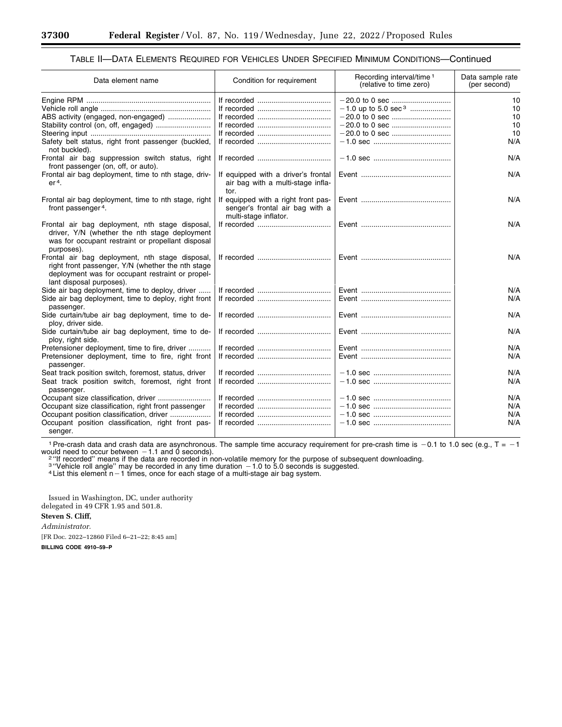TABLE II—DATA ELEMENTS REQUIRED FOR VEHICLES UNDER SPECIFIED MINIMUM CONDITIONS—Continued

| Data element name | Condition for requirement | Recording interval/time[1] (relative to time zero) | Data sample rate (per second) |
|---|---|---|---|
| Engine RPM | If recorded | −20.0 to 0 sec | 10 |
| Vehicle roll angle | If recorded | −1.0 up to 5.0 sec[3] | 10 |
| ABS activity (engaged, non-engaged) | If recorded | −20.0 to 0 sec | 10 |
| Stability control (on, off, engaged) | If recorded | −20.0 to 0 sec | 10 |
| Steering input | If recorded | −20.0 to 0 sec | 10 |
| Safety belt status, right front passenger (buckled, not buckled). | If recorded | −1.0 sec | N/A |
| Frontal air bag suppression switch status, right front passenger (on, off, or auto). | If recorded | −1.0 sec | N/A |
| Frontal air bag deployment, time to nth stage, driver[4]. | If equipped with a driver's frontal air bag with a multi-stage inflator. | Event | N/A |
| Frontal air bag deployment, time to nth stage, right front passenger[4]. | If equipped with a right front passenger's frontal air bag with a multi-stage inflator. | Event | N/A |
| Frontal air bag deployment, nth stage disposal, driver, Y/N (whether the nth stage deployment was for occupant restraint or propellant disposal purposes). | If recorded | Event | N/A |
| Frontal air bag deployment, nth stage disposal, right front passenger, Y/N (whether the nth stage deployment was for occupant restraint or propellant disposal purposes). | If recorded | Event | N/A |
| Side air bag deployment, time to deploy, driver | If recorded | Event | N/A |
| Side air bag deployment, time to deploy, right front passenger. | If recorded | Event | N/A |
| Side curtain/tube air bag deployment, time to deploy, driver side. | If recorded | Event | N/A |
| Side curtain/tube air bag deployment, time to deploy, right side. | If recorded | Event | N/A |
| Pretensioner deployment, time to fire, driver | If recorded | Event | N/A |
| Pretensioner deployment, time to fire, right front passenger. | If recorded | Event | N/A |
| Seat track position switch, foremost, status, driver | If recorded | −1.0 sec | N/A |
| Seat track position switch, foremost, right front passenger. | If recorded | −1.0 sec | N/A |
| Occupant size classification, driver | If recorded | −1.0 sec | N/A |
| Occupant size classification, right front passenger | If recorded | −1.0 sec | N/A |
| Occupant position classification, driver | If recorded | −1.0 sec | N/A |
| Occupant position classification, right front passenger. | If recorded | −1.0 sec | N/A |

[1] Pre-crash data and crash data are asynchronous. The sample time accuracy requirement for pre-crash time is −0.1 to 1.0 sec (e.g., T = −1 would need to occur between −1.1 and 0 seconds).

[2] "If recorded" means if the data are recorded in non-volatile memory for the purpose of subsequent downloading.

[3] "Vehicle roll angle" may be recorded in any time duration −1.0 to 5.0 seconds is suggested.

[4] List this element n−1 times, once for each stage of a multi-stage air bag system.

Issued in Washington, DC, under authority delegated in 49 CFR 1.95 and 501.8.

**Steven S. Cliff,**

*Administrator.*

[FR Doc. 2022–12860 Filed 6–21–22; 8:45 am]

**BILLING CODE 4910–59–P**